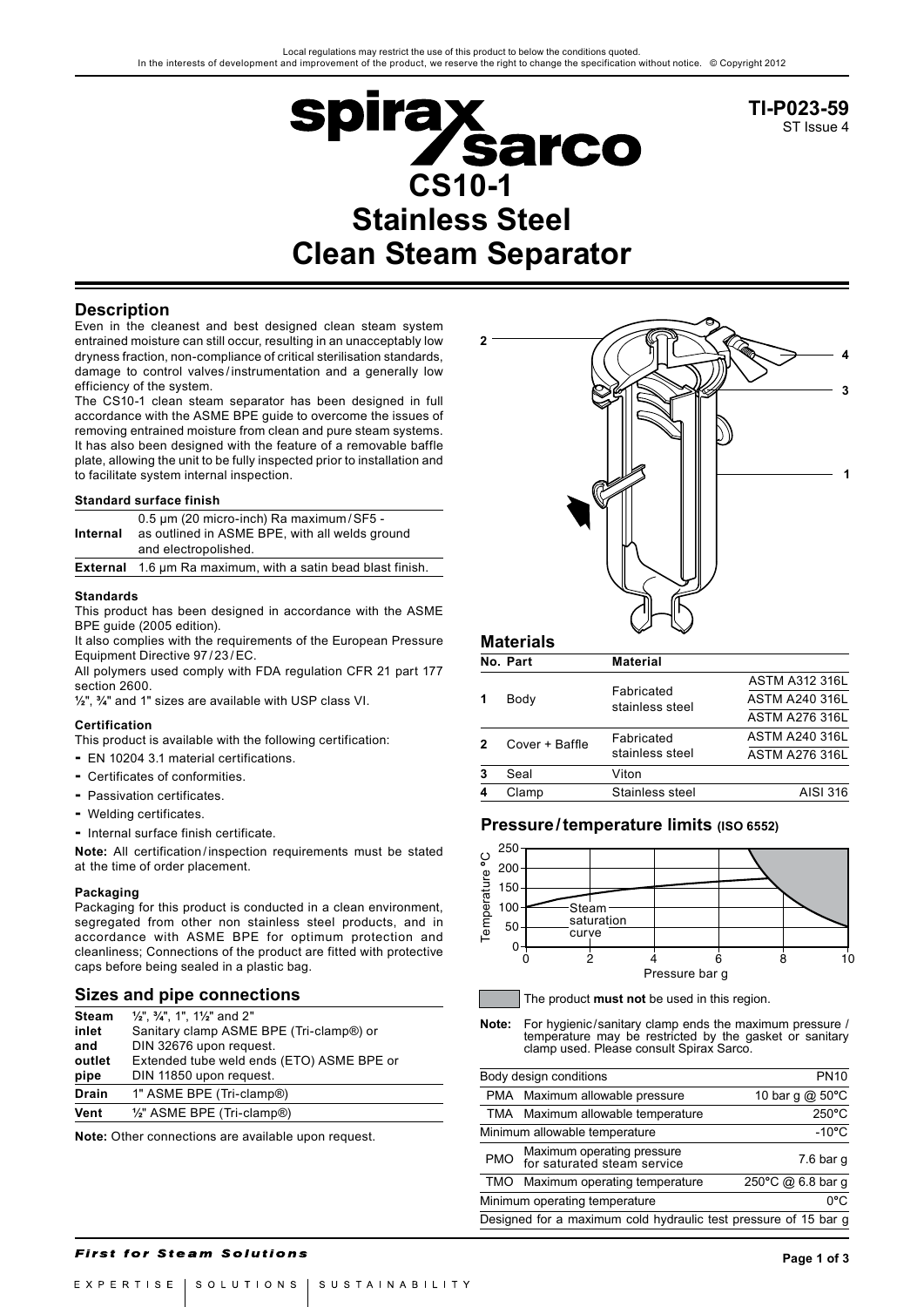Local regulations may restrict the use of this product to below the conditions quoted.
In the interests of development and improvement of the product, we reserve the right to change the specification without notice. © Copyright 2012

TI-P023-59
ST Issue 4

# CS10-1 Stainless Steel Clean Steam Separator

## Description

Even in the cleanest and best designed clean steam system entrained moisture can still occur, resulting in an unacceptably low dryness fraction, non-compliance of critical sterilisation standards, damage to control valves / instrumentation and a generally low efficiency of the system.

The CS10-1 clean steam separator has been designed in full accordance with the ASME BPE guide to overcome the issues of removing entrained moisture from clean and pure steam systems. It has also been designed with the feature of a removable baffle plate, allowing the unit to be fully inspected prior to installation and to facilitate system internal inspection.

### Standard surface finish

| | |
|---|---|
| **Internal** | 0.5 µm (20 micro-inch) Ra maximum / SF5 - as outlined in ASME BPE, with all welds ground and electropolished. |
| **External** | 1.6 µm Ra maximum, with a satin bead blast finish. |

### Standards

This product has been designed in accordance with the ASME BPE guide (2005 edition).

It also complies with the requirements of the European Pressure Equipment Directive 97 / 23 / EC.

All polymers used comply with FDA regulation CFR 21 part 177 section 2600.

½", ¾" and 1" sizes are available with USP class VI.

### Certification

This product is available with the following certification:

- EN 10204 3.1 material certifications.
- Certificates of conformities.
- Passivation certificates.
- Welding certificates.
- Internal surface finish certificate.

**Note:** All certification / inspection requirements must be stated at the time of order placement.

### Packaging

Packaging for this product is conducted in a clean environment, segregated from other non stainless steel products, and in accordance with ASME BPE for optimum protection and cleanliness; Connections of the product are fitted with protective caps before being sealed in a plastic bag.

## Sizes and pipe connections

| | |
|---|---|
| **Steam inlet and outlet pipe** | ½", ¾", 1", 1½" and 2"<br>Sanitary clamp ASME BPE (Tri-clamp®) or DIN 32676 upon request.<br>Extended tube weld ends (ETO) ASME BPE or DIN 11850 upon request. |
| **Drain** | 1" ASME BPE (Tri-clamp®) |
| **Vent** | ½" ASME BPE (Tri-clamp®) |

**Note:** Other connections are available upon request.

## Materials

| No. | Part | Material | |
|---|---|---|---|
| 1 | Body | Fabricated stainless steel | ASTM A312 316L<br>ASTM A240 316L<br>ASTM A276 316L |
| 2 | Cover + Baffle | Fabricated stainless steel | ASTM A240 316L<br>ASTM A276 316L |
| 3 | Seal | Viton | |
| 4 | Clamp | Stainless steel | AISI 316 |

## Pressure / temperature limits (ISO 6552)

The product **must not** be used in this region.

**Note:** For hygienic / sanitary clamp ends the maximum pressure / temperature may be restricted by the gasket or sanitary clamp used. Please consult Spirax Sarco.

| | | |
|---|---|---|
| Body design conditions | | PN10 |
| PMA | Maximum allowable pressure | 10 bar g @ 50°C |
| TMA | Maximum allowable temperature | 250°C |
| Minimum allowable temperature | | -10°C |
| PMO | Maximum operating pressure for saturated steam service | 7.6 bar g |
| TMO | Maximum operating temperature | 250°C @ 6.8 bar g |
| Minimum operating temperature | | 0°C |
| Designed for a maximum cold hydraulic test pressure of 15 bar g | | |

*First for Steam Solutions*

EXPERTISE | SOLUTIONS | SUSTAINABILITY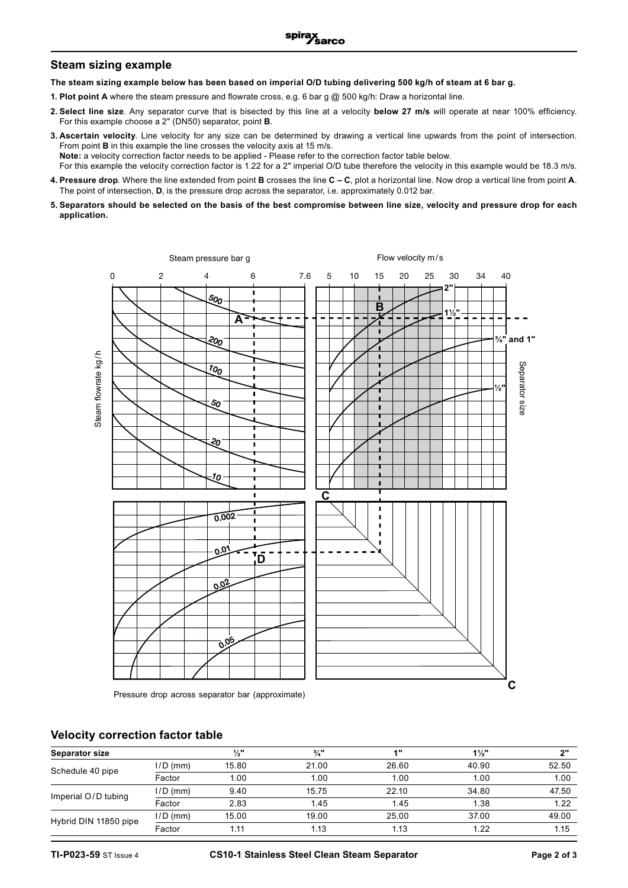## Steam sizing example

**The steam sizing example below has been based on imperial O/D tubing delivering 500 kg/h of steam at 6 bar g.**

1. **Plot point A** where the steam pressure and flowrate cross, e.g. 6 bar g @ 500 kg/h: Draw a horizontal line.
2. **Select line size**. Any separator curve that is bisected by this line at a velocity **below 27 m/s** will operate at near 100% efficiency. For this example choose a 2" (DN50) separator, point **B**.
3. **Ascertain velocity**. Line velocity for any size can be determined by drawing a vertical line upwards from the point of intersection. From point **B** in this example the line crosses the velocity axis at 15 m/s.
   **Note:** a velocity correction factor needs to be applied - Please refer to the correction factor table below.
   For this example the velocity correction factor is 1.22 for a 2" imperial O/D tube therefore the velocity in this example would be 18.3 m/s.
4. **Pressure drop**. Where the line extended from point **B** crosses the line **C – C**, plot a horizontal line. Now drop a vertical line from point **A**. The point of intersection, **D**, is the pressure drop across the separator, i.e. approximately 0.012 bar.
5. **Separators should be selected on the basis of the best compromise between line size, velocity and pressure drop for each application.**

Pressure drop across separator bar (approximate)

## Velocity correction factor table

| Separator size | | ½" | ¾" | 1" | 1½" | 2" |
|---|---|---|---|---|---|---|
| Schedule 40 pipe | I/D (mm) | 15.80 | 21.00 | 26.60 | 40.90 | 52.50 |
| | Factor | 1.00 | 1.00 | 1.00 | 1.00 | 1.00 |
| Imperial O/D tubing | I/D (mm) | 9.40 | 15.75 | 22.10 | 34.80 | 47.50 |
| | Factor | 2.83 | 1.45 | 1.45 | 1.38 | 1.22 |
| Hybrid DIN 11850 pipe | I/D (mm) | 15.00 | 19.00 | 25.00 | 37.00 | 49.00 |
| | Factor | 1.11 | 1.13 | 1.13 | 1.22 | 1.15 |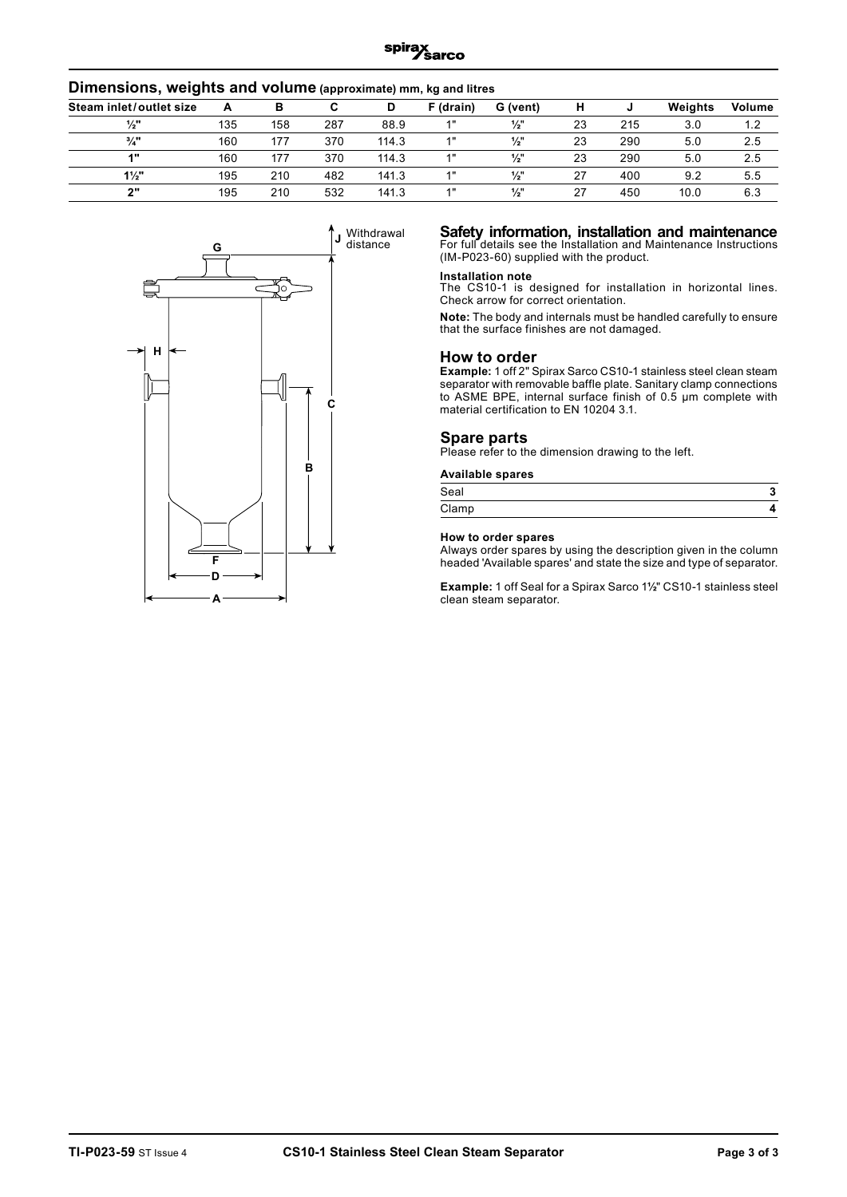## Dimensions, weights and volume (approximate) mm, kg and litres

| Steam inlet/outlet size | A | B | C | D | F (drain) | G (vent) | H | J | Weights | Volume |
|---|---|---|---|---|---|---|---|---|---|---|
| ½" | 135 | 158 | 287 | 88.9 | 1" | ½" | 23 | 215 | 3.0 | 1.2 |
| ¾" | 160 | 177 | 370 | 114.3 | 1" | ½" | 23 | 290 | 5.0 | 2.5 |
| 1" | 160 | 177 | 370 | 114.3 | 1" | ½" | 23 | 290 | 5.0 | 2.5 |
| 1½" | 195 | 210 | 482 | 141.3 | 1" | ½" | 27 | 400 | 9.2 | 5.5 |
| 2" | 195 | 210 | 532 | 141.3 | 1" | ½" | 27 | 450 | 10.0 | 6.3 |

J Withdrawal distance
G
H
C
B
F
D
A

## Safety information, installation and maintenance

For full details see the Installation and Maintenance Instructions (IM-P023-60) supplied with the product.

**Installation note**
The CS10-1 is designed for installation in horizontal lines. Check arrow for correct orientation.

**Note:** The body and internals must be handled carefully to ensure that the surface finishes are not damaged.

## How to order

**Example:** 1 off 2" Spirax Sarco CS10-1 stainless steel clean steam separator with removable baffle plate. Sanitary clamp connections to ASME BPE, internal surface finish of 0.5 µm complete with material certification to EN 10204 3.1.

## Spare parts

Please refer to the dimension drawing to the left.

**Available spares**

| | |
|---|---|
| Seal | **3** |
| Clamp | **4** |

**How to order spares**
Always order spares by using the description given in the column headed 'Available spares' and state the size and type of separator.

**Example:** 1 off Seal for a Spirax Sarco 1½" CS10-1 stainless steel clean steam separator.